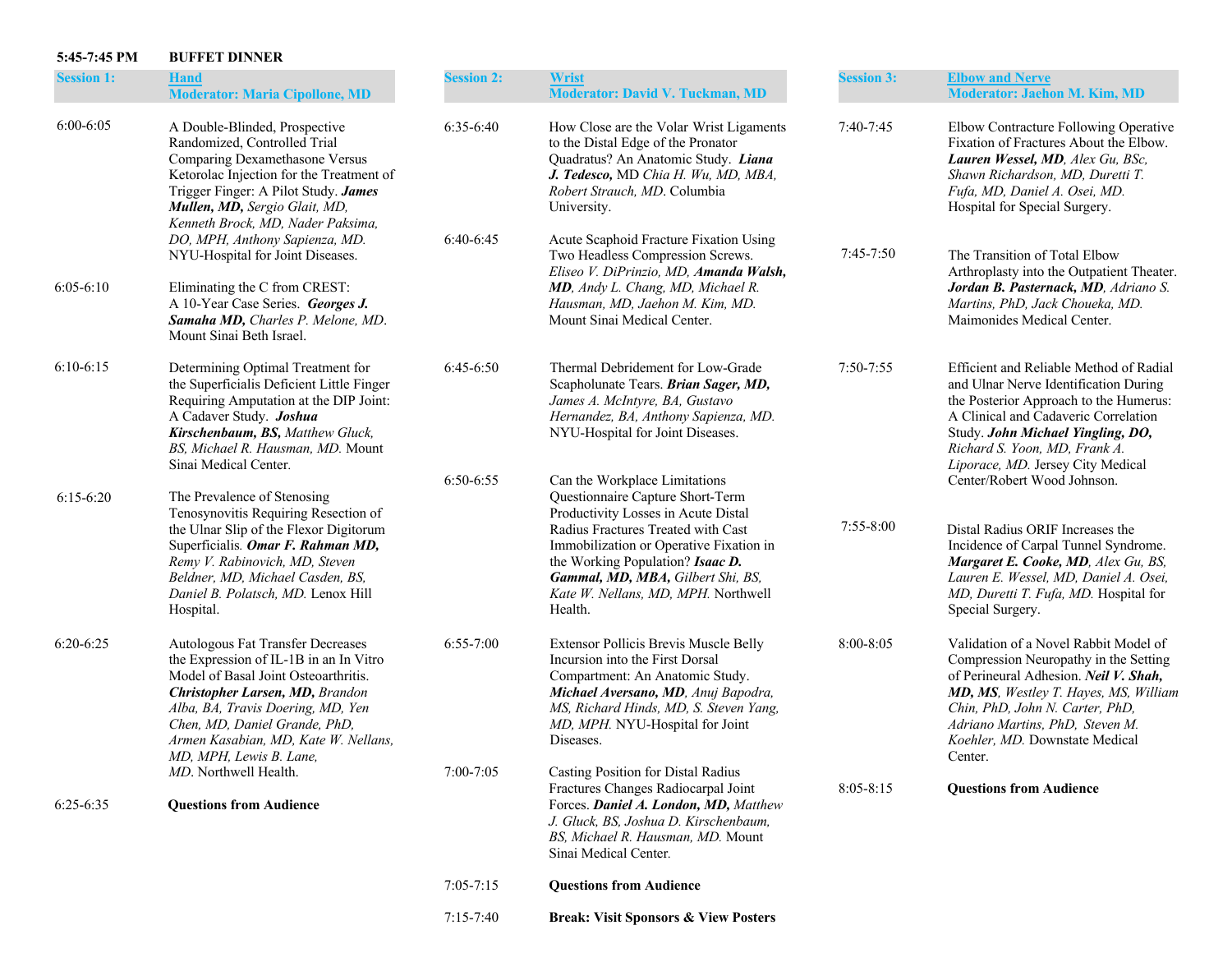**5:45-7:45 PM** **BUFFET DINNER**

## Session 1: Hand
**Moderator: Maria Cipollone, MD**

6:00-6:05 — A Double-Blinded, Prospective Randomized, Controlled Trial Comparing Dexamethasone Versus Ketorolac Injection for the Treatment of Trigger Finger: A Pilot Study. ***James Mullen, MD,*** *Sergio Glait, MD, Kenneth Brock, MD, Nader Paksima, DO, MPH, Anthony Sapienza, MD.* NYU-Hospital for Joint Diseases.

6:05-6:10 — Eliminating the C from CREST: A 10-Year Case Series. ***Georges J. Samaha MD,*** *Charles P. Melone, MD*. Mount Sinai Beth Israel.

6:10-6:15 — Determining Optimal Treatment for the Superficialis Deficient Little Finger Requiring Amputation at the DIP Joint: A Cadaver Study. ***Joshua Kirschenbaum, BS,*** *Matthew Gluck, BS, Michael R. Hausman, MD.* Mount Sinai Medical Center.

6:15-6:20 — The Prevalence of Stenosing Tenosynovitis Requiring Resection of the Ulnar Slip of the Flexor Digitorum Superficialis*.* ***Omar F. Rahman MD,*** *Remy V. Rabinovich, MD, Steven Beldner, MD, Michael Casden, BS, Daniel B. Polatsch, MD.* Lenox Hill Hospital.

6:20-6:25 — Autologous Fat Transfer Decreases the Expression of IL-1B in an In Vitro Model of Basal Joint Osteoarthritis. ***Christopher Larsen, MD,*** *Brandon Alba, BA, Travis Doering, MD, Yen Chen, MD, Daniel Grande, PhD, Armen Kasabian, MD, Kate W. Nellans, MD, MPH, Lewis B. Lane, MD*. Northwell Health.

6:25-6:35 — **Questions from Audience**

## Session 2: Wrist
**Moderator: David V. Tuckman, MD**

6:35-6:40 — How Close are the Volar Wrist Ligaments to the Distal Edge of the Pronator Quadratus? An Anatomic Study. ***Liana J. Tedesco,*** MD *Chia H. Wu, MD, MBA, Robert Strauch, MD*. Columbia University.

6:40-6:45 — Acute Scaphoid Fracture Fixation Using Two Headless Compression Screws. *Eliseo V. DiPrinzio, MD,* ***Amanda Walsh, MD****, Andy L. Chang, MD, Michael R. Hausman, MD, Jaehon M. Kim, MD.* Mount Sinai Medical Center.

6:45-6:50 — Thermal Debridement for Low-Grade Scapholunate Tears. ***Brian Sager, MD,*** *James A. McIntyre, BA, Gustavo Hernandez, BA, Anthony Sapienza, MD.* NYU-Hospital for Joint Diseases.

6:50-6:55 — Can the Workplace Limitations Questionnaire Capture Short-Term Productivity Losses in Acute Distal Radius Fractures Treated with Cast Immobilization or Operative Fixation in the Working Population? ***Isaac D. Gammal, MD, MBA,*** *Gilbert Shi, BS, Kate W. Nellans, MD, MPH.* Northwell Health.

6:55-7:00 — Extensor Pollicis Brevis Muscle Belly Incursion into the First Dorsal Compartment: An Anatomic Study. ***Michael Aversano, MD****, Anuj Bapodra, MS, Richard Hinds, MD, S. Steven Yang, MD, MPH.* NYU-Hospital for Joint Diseases.

7:00-7:05 — Casting Position for Distal Radius Fractures Changes Radiocarpal Joint Forces. ***Daniel A. London, MD,*** *Matthew J. Gluck, BS, Joshua D. Kirschenbaum, BS, Michael R. Hausman, MD.* Mount Sinai Medical Center.

7:05-7:15 — **Questions from Audience**

7:15-7:40 — **Break: Visit Sponsors & View Posters**

## Session 3: Elbow and Nerve
**Moderator: Jaehon M. Kim, MD**

7:40-7:45 — Elbow Contracture Following Operative Fixation of Fractures About the Elbow. ***Lauren Wessel, MD****, Alex Gu, BSc, Shawn Richardson, MD, Duretti T. Fufa, MD, Daniel A. Osei, MD.* Hospital for Special Surgery.

7:45-7:50 — The Transition of Total Elbow Arthroplasty into the Outpatient Theater. ***Jordan B. Pasternack, MD****, Adriano S. Martins, PhD, Jack Choueka, MD.* Maimonides Medical Center.

7:50-7:55 — Efficient and Reliable Method of Radial and Ulnar Nerve Identification During the Posterior Approach to the Humerus: A Clinical and Cadaveric Correlation Study. ***John Michael Yingling, DO,*** *Richard S. Yoon, MD, Frank A. Liporace, MD.* Jersey City Medical Center/Robert Wood Johnson.

7:55-8:00 — Distal Radius ORIF Increases the Incidence of Carpal Tunnel Syndrome. ***Margaret E. Cooke, MD****, Alex Gu, BS, Lauren E. Wessel, MD, Daniel A. Osei, MD, Duretti T. Fufa, MD.* Hospital for Special Surgery.

8:00-8:05 — Validation of a Novel Rabbit Model of Compression Neuropathy in the Setting of Perineural Adhesion. ***Neil V. Shah, MD, MS****, Westley T. Hayes, MS, William Chin, PhD, John N. Carter, PhD, Adriano Martins, PhD, Steven M. Koehler, MD.* Downstate Medical Center.

8:05-8:15 — **Questions from Audience**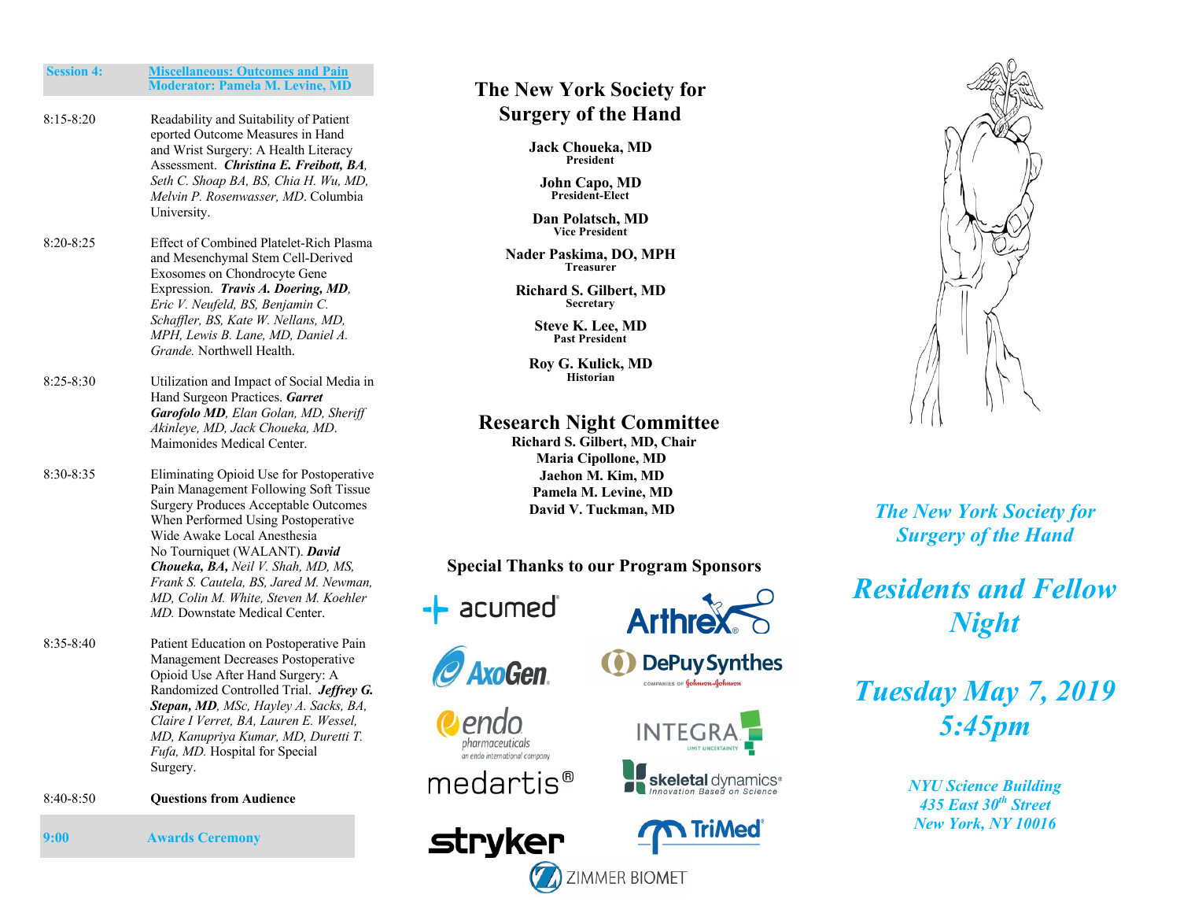| Session 4: | Miscellaneous: Outcomes and Pain<br>Moderator: Pamela M. Levine, MD |
|---|---|
| 8:15-8:20 | Readability and Suitability of Patient eported Outcome Measures in Hand and Wrist Surgery: A Health Literacy Assessment. ***Christina E. Freibott, BA,*** *Seth C. Shoap BA, BS, Chia H. Wu, MD, Melvin P. Rosenwasser, MD*. Columbia University. |
| 8:20-8:25 | Effect of Combined Platelet-Rich Plasma and Mesenchymal Stem Cell-Derived Exosomes on Chondrocyte Gene Expression. ***Travis A. Doering, MD****, Eric V. Neufeld, BS, Benjamin C. Schaffler, BS, Kate W. Nellans, MD, MPH, Lewis B. Lane, MD, Daniel A. Grande.* Northwell Health. |
| 8:25-8:30 | Utilization and Impact of Social Media in Hand Surgeon Practices. ***Garret Garofolo MD****, Elan Golan, MD, Sheriff Akinleye, MD, Jack Choueka, MD*. Maimonides Medical Center. |
| 8:30-8:35 | Eliminating Opioid Use for Postoperative Pain Management Following Soft Tissue Surgery Produces Acceptable Outcomes When Performed Using Postoperative Wide Awake Local Anesthesia No Tourniquet (WALANT). ***David Choueka, BA,*** *Neil V. Shah, MD, MS, Frank S. Cautela, BS, Jared M. Newman, MD, Colin M. White, Steven M. Koehler MD.* Downstate Medical Center. |
| 8:35-8:40 | Patient Education on Postoperative Pain Management Decreases Postoperative Opioid Use After Hand Surgery: A Randomized Controlled Trial. ***Jeffrey G. Stepan, MD****, MSc, Hayley A. Sacks, BA, Claire I Verret, BA, Lauren E. Wessel, MD, Kanupriya Kumar, MD, Duretti T. Fufa, MD.* Hospital for Special Surgery. |
| 8:40-8:50 | **Questions from Audience** |
| **9:00** | **Awards Ceremony** |

## The New York Society for Surgery of the Hand

**Jack Choueka, MD**
**President**

**John Capo, MD**
**President-Elect**

**Dan Polatsch, MD**
**Vice President**

**Nader Paskima, DO, MPH**
**Treasurer**

**Richard S. Gilbert, MD**
**Secretary**

**Steve K. Lee, MD**
**Past President**

**Roy G. Kulick, MD**
**Historian**

## Research Night Committee

**Richard S. Gilbert, MD, Chair**
**Maria Cipollone, MD**
**Jaehon M. Kim, MD**
**Pamela M. Levine, MD**
**David V. Tuckman, MD**

### Special Thanks to our Program Sponsors

acumed
Arthrex
AxoGen
DePuy Synthes
endo pharmaceuticals
INTEGRA
medartis
skeletal dynamics
stryker
TriMed
ZIMMER BIOMET

*The New York Society for Surgery of the Hand*

# *Residents and Fellow Night*

## *Tuesday May 7, 2019 5:45pm*

***NYU Science Building***
***435 East 30th Street***
***New York, NY 10016***